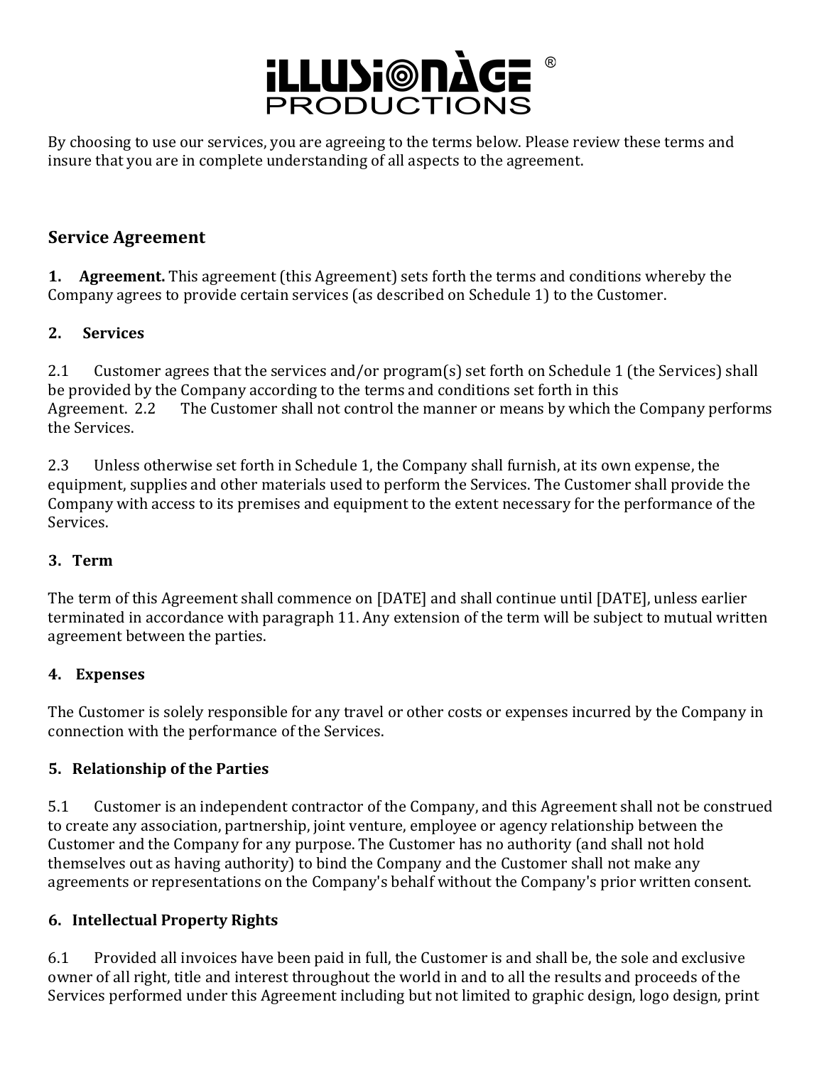# iLLUSiONÀGE® PRODUCTIONS

By choosing to use our services, you are agreeing to the terms below. Please review these terms and insure that you are in complete understanding of all aspects to the agreement.

## Service Agreement

**1. Agreement.** This agreement (this Agreement) sets forth the terms and conditions whereby the Company agrees to provide certain services (as described on Schedule 1) to the Customer.

**2. Services**

2.1 Customer agrees that the services and/or program(s) set forth on Schedule 1 (the Services) shall be provided by the Company according to the terms and conditions set forth in this Agreement. 2.2 The Customer shall not control the manner or means by which the Company performs the Services.

2.3 Unless otherwise set forth in Schedule 1, the Company shall furnish, at its own expense, the equipment, supplies and other materials used to perform the Services. The Customer shall provide the Company with access to its premises and equipment to the extent necessary for the performance of the Services.

**3. Term**

The term of this Agreement shall commence on [DATE] and shall continue until [DATE], unless earlier terminated in accordance with paragraph 11. Any extension of the term will be subject to mutual written agreement between the parties.

**4. Expenses**

The Customer is solely responsible for any travel or other costs or expenses incurred by the Company in connection with the performance of the Services.

**5. Relationship of the Parties**

5.1 Customer is an independent contractor of the Company, and this Agreement shall not be construed to create any association, partnership, joint venture, employee or agency relationship between the Customer and the Company for any purpose. The Customer has no authority (and shall not hold themselves out as having authority) to bind the Company and the Customer shall not make any agreements or representations on the Company's behalf without the Company's prior written consent.

**6. Intellectual Property Rights**

6.1 Provided all invoices have been paid in full, the Customer is and shall be, the sole and exclusive owner of all right, title and interest throughout the world in and to all the results and proceeds of the Services performed under this Agreement including but not limited to graphic design, logo design, print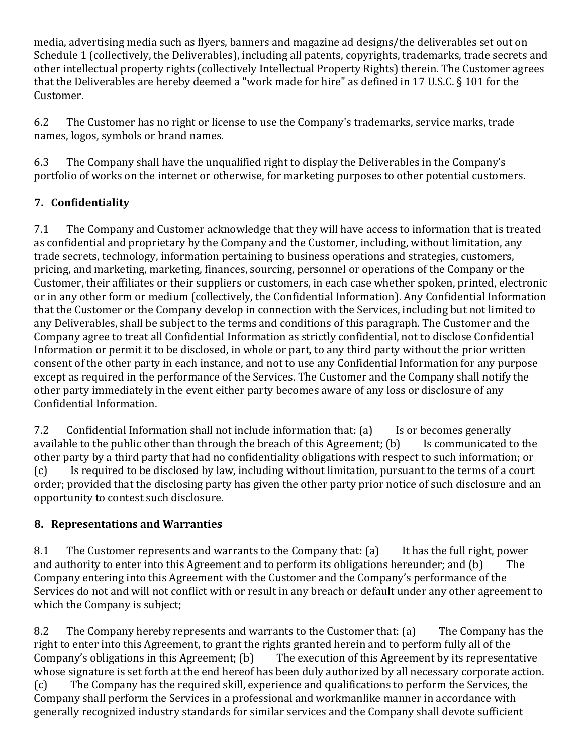media, advertising media such as flyers, banners and magazine ad designs/the deliverables set out on Schedule 1 (collectively, the Deliverables), including all patents, copyrights, trademarks, trade secrets and other intellectual property rights (collectively Intellectual Property Rights) therein. The Customer agrees that the Deliverables are hereby deemed a "work made for hire" as defined in 17 U.S.C. § 101 for the Customer.

6.2 The Customer has no right or license to use the Company's trademarks, service marks, trade names, logos, symbols or brand names.

6.3 The Company shall have the unqualified right to display the Deliverables in the Company's portfolio of works on the internet or otherwise, for marketing purposes to other potential customers.

## 7. Confidentiality

7.1 The Company and Customer acknowledge that they will have access to information that is treated as confidential and proprietary by the Company and the Customer, including, without limitation, any trade secrets, technology, information pertaining to business operations and strategies, customers, pricing, and marketing, marketing, finances, sourcing, personnel or operations of the Company or the Customer, their affiliates or their suppliers or customers, in each case whether spoken, printed, electronic or in any other form or medium (collectively, the Confidential Information). Any Confidential Information that the Customer or the Company develop in connection with the Services, including but not limited to any Deliverables, shall be subject to the terms and conditions of this paragraph. The Customer and the Company agree to treat all Confidential Information as strictly confidential, not to disclose Confidential Information or permit it to be disclosed, in whole or part, to any third party without the prior written consent of the other party in each instance, and not to use any Confidential Information for any purpose except as required in the performance of the Services. The Customer and the Company shall notify the other party immediately in the event either party becomes aware of any loss or disclosure of any Confidential Information.

7.2 Confidential Information shall not include information that: (a) Is or becomes generally available to the public other than through the breach of this Agreement; (b) Is communicated to the other party by a third party that had no confidentiality obligations with respect to such information; or (c) Is required to be disclosed by law, including without limitation, pursuant to the terms of a court order; provided that the disclosing party has given the other party prior notice of such disclosure and an opportunity to contest such disclosure.

## 8. Representations and Warranties

8.1 The Customer represents and warrants to the Company that: (a) It has the full right, power and authority to enter into this Agreement and to perform its obligations hereunder; and (b) The Company entering into this Agreement with the Customer and the Company's performance of the Services do not and will not conflict with or result in any breach or default under any other agreement to which the Company is subject;

8.2 The Company hereby represents and warrants to the Customer that: (a) The Company has the right to enter into this Agreement, to grant the rights granted herein and to perform fully all of the Company's obligations in this Agreement; (b) The execution of this Agreement by its representative whose signature is set forth at the end hereof has been duly authorized by all necessary corporate action. (c) The Company has the required skill, experience and qualifications to perform the Services, the Company shall perform the Services in a professional and workmanlike manner in accordance with generally recognized industry standards for similar services and the Company shall devote sufficient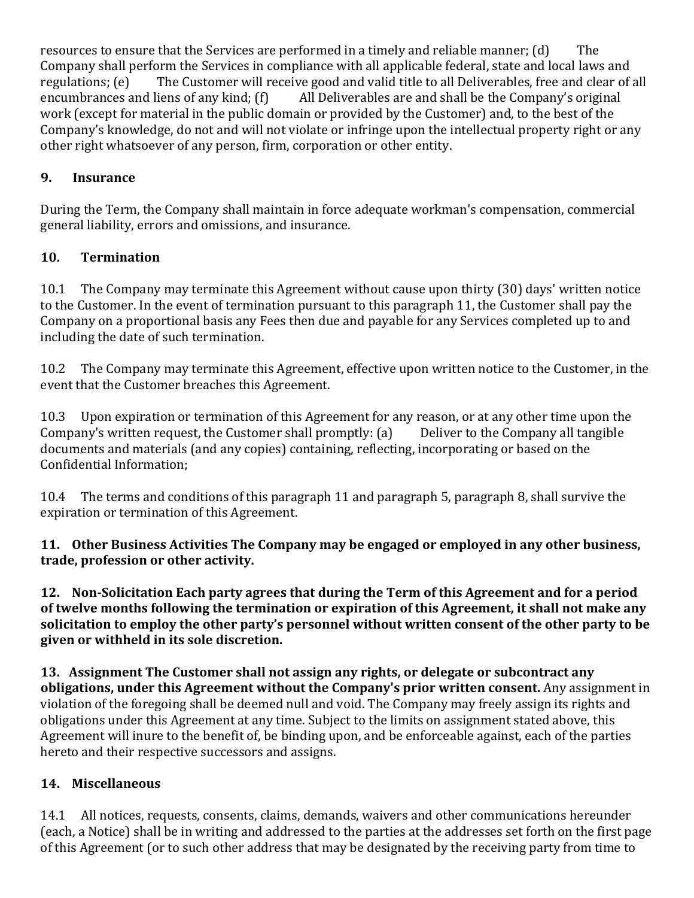resources to ensure that the Services are performed in a timely and reliable manner; (d) The Company shall perform the Services in compliance with all applicable federal, state and local laws and regulations; (e) The Customer will receive good and valid title to all Deliverables, free and clear of all encumbrances and liens of any kind; (f) All Deliverables are and shall be the Company's original work (except for material in the public domain or provided by the Customer) and, to the best of the Company's knowledge, do not and will not violate or infringe upon the intellectual property right or any other right whatsoever of any person, firm, corporation or other entity.

## 9. Insurance

During the Term, the Company shall maintain in force adequate workman's compensation, commercial general liability, errors and omissions, and insurance.

## 10. Termination

10.1 The Company may terminate this Agreement without cause upon thirty (30) days' written notice to the Customer. In the event of termination pursuant to this paragraph 11, the Customer shall pay the Company on a proportional basis any Fees then due and payable for any Services completed up to and including the date of such termination.

10.2 The Company may terminate this Agreement, effective upon written notice to the Customer, in the event that the Customer breaches this Agreement.

10.3 Upon expiration or termination of this Agreement for any reason, or at any other time upon the Company's written request, the Customer shall promptly: (a) Deliver to the Company all tangible documents and materials (and any copies) containing, reflecting, incorporating or based on the Confidential Information;

10.4 The terms and conditions of this paragraph 11 and paragraph 5, paragraph 8, shall survive the expiration or termination of this Agreement.

**11. Other Business Activities The Company may be engaged or employed in any other business, trade, profession or other activity.**

**12. Non-Solicitation Each party agrees that during the Term of this Agreement and for a period of twelve months following the termination or expiration of this Agreement, it shall not make any solicitation to employ the other party's personnel without written consent of the other party to be given or withheld in its sole discretion.**

**13. Assignment The Customer shall not assign any rights, or delegate or subcontract any obligations, under this Agreement without the Company's prior written consent.** Any assignment in violation of the foregoing shall be deemed null and void. The Company may freely assign its rights and obligations under this Agreement at any time. Subject to the limits on assignment stated above, this Agreement will inure to the benefit of, be binding upon, and be enforceable against, each of the parties hereto and their respective successors and assigns.

## 14. Miscellaneous

14.1 All notices, requests, consents, claims, demands, waivers and other communications hereunder (each, a Notice) shall be in writing and addressed to the parties at the addresses set forth on the first page of this Agreement (or to such other address that may be designated by the receiving party from time to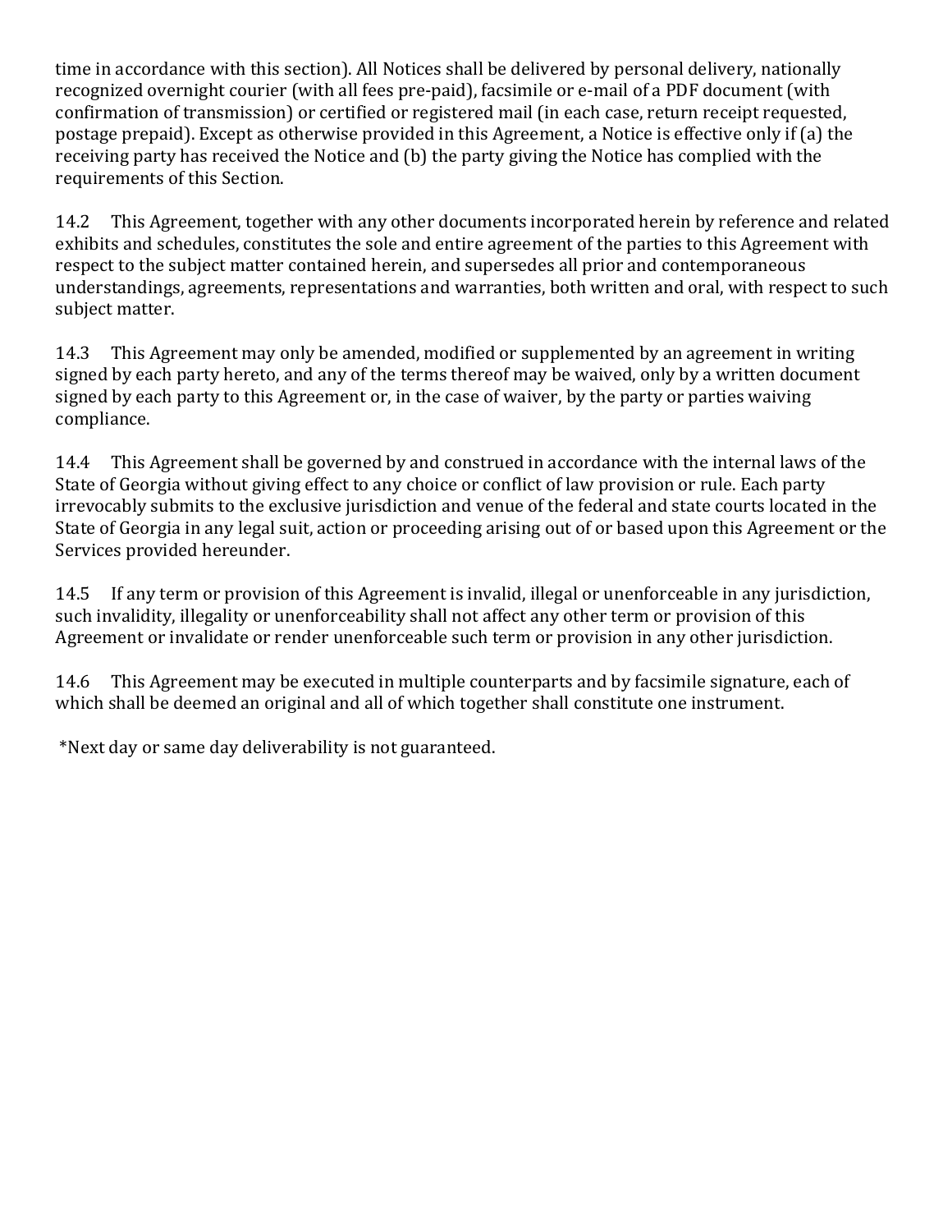time in accordance with this section). All Notices shall be delivered by personal delivery, nationally recognized overnight courier (with all fees pre-paid), facsimile or e-mail of a PDF document (with confirmation of transmission) or certified or registered mail (in each case, return receipt requested, postage prepaid). Except as otherwise provided in this Agreement, a Notice is effective only if (a) the receiving party has received the Notice and (b) the party giving the Notice has complied with the requirements of this Section.

14.2 This Agreement, together with any other documents incorporated herein by reference and related exhibits and schedules, constitutes the sole and entire agreement of the parties to this Agreement with respect to the subject matter contained herein, and supersedes all prior and contemporaneous understandings, agreements, representations and warranties, both written and oral, with respect to such subject matter.

14.3 This Agreement may only be amended, modified or supplemented by an agreement in writing signed by each party hereto, and any of the terms thereof may be waived, only by a written document signed by each party to this Agreement or, in the case of waiver, by the party or parties waiving compliance.

14.4 This Agreement shall be governed by and construed in accordance with the internal laws of the State of Georgia without giving effect to any choice or conflict of law provision or rule. Each party irrevocably submits to the exclusive jurisdiction and venue of the federal and state courts located in the State of Georgia in any legal suit, action or proceeding arising out of or based upon this Agreement or the Services provided hereunder.

14.5 If any term or provision of this Agreement is invalid, illegal or unenforceable in any jurisdiction, such invalidity, illegality or unenforceability shall not affect any other term or provision of this Agreement or invalidate or render unenforceable such term or provision in any other jurisdiction.

14.6 This Agreement may be executed in multiple counterparts and by facsimile signature, each of which shall be deemed an original and all of which together shall constitute one instrument.

*Next day or same day deliverability is not guaranteed.